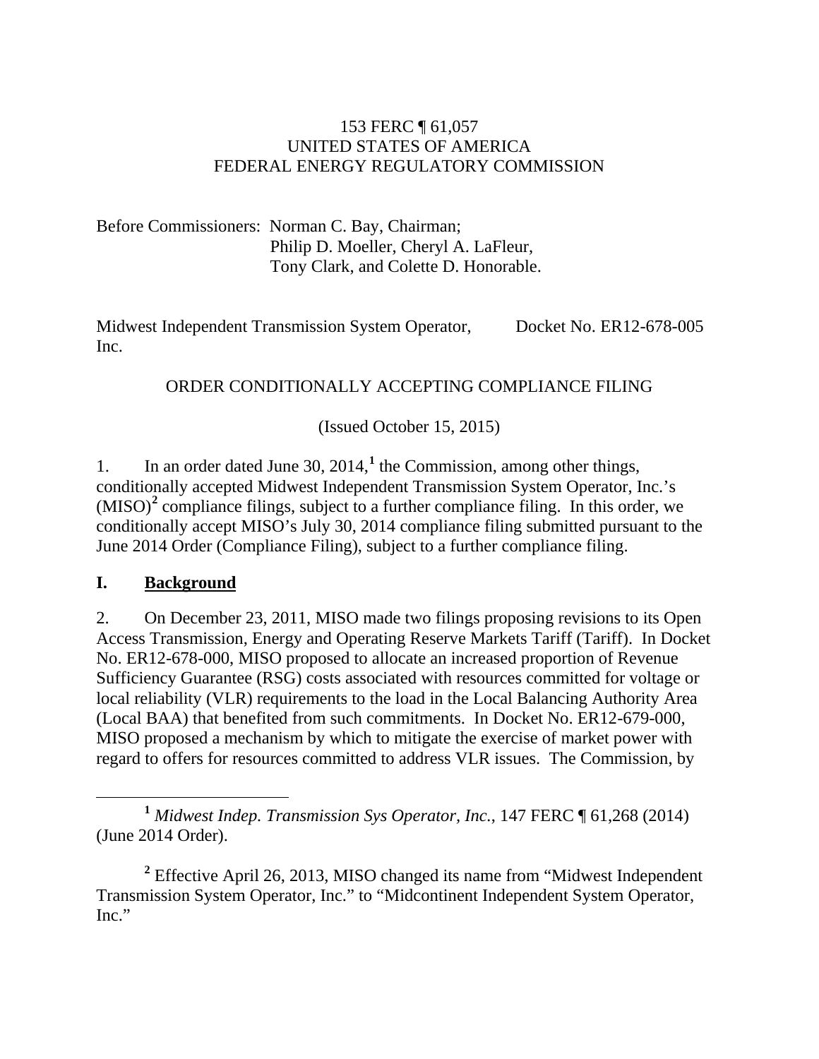153 FERC ¶ 61,057
UNITED STATES OF AMERICA
FEDERAL ENERGY REGULATORY COMMISSION

Before Commissioners: Norman C. Bay, Chairman;
Philip D. Moeller, Cheryl A. LaFleur,
Tony Clark, and Colette D. Honorable.

Midwest Independent Transmission System Operator, Inc. — Docket No. ER12-678-005

ORDER CONDITIONALLY ACCEPTING COMPLIANCE FILING

(Issued October 15, 2015)

1. In an order dated June 30, 2014,[1] the Commission, among other things, conditionally accepted Midwest Independent Transmission System Operator, Inc.'s (MISO)[2] compliance filings, subject to a further compliance filing. In this order, we conditionally accept MISO's July 30, 2014 compliance filing submitted pursuant to the June 2014 Order (Compliance Filing), subject to a further compliance filing.

## I. Background

2. On December 23, 2011, MISO made two filings proposing revisions to its Open Access Transmission, Energy and Operating Reserve Markets Tariff (Tariff). In Docket No. ER12-678-000, MISO proposed to allocate an increased proportion of Revenue Sufficiency Guarantee (RSG) costs associated with resources committed for voltage or local reliability (VLR) requirements to the load in the Local Balancing Authority Area (Local BAA) that benefited from such commitments. In Docket No. ER12-679-000, MISO proposed a mechanism by which to mitigate the exercise of market power with regard to offers for resources committed to address VLR issues. The Commission, by

[1] *Midwest Indep. Transmission Sys Operator, Inc.*, 147 FERC ¶ 61,268 (2014) (June 2014 Order).

[2] Effective April 26, 2013, MISO changed its name from "Midwest Independent Transmission System Operator, Inc." to "Midcontinent Independent System Operator, Inc."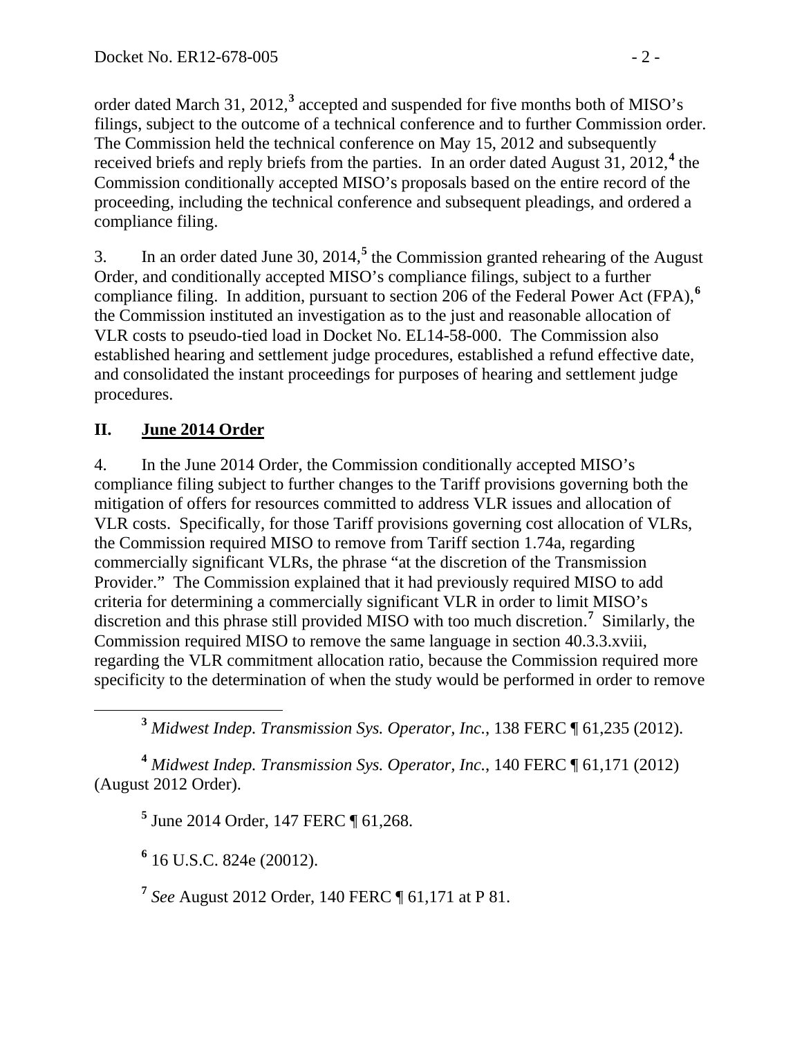order dated March 31, 2012,[3] accepted and suspended for five months both of MISO's filings, subject to the outcome of a technical conference and to further Commission order. The Commission held the technical conference on May 15, 2012 and subsequently received briefs and reply briefs from the parties. In an order dated August 31, 2012,[4] the Commission conditionally accepted MISO's proposals based on the entire record of the proceeding, including the technical conference and subsequent pleadings, and ordered a compliance filing.

3. In an order dated June 30, 2014,[5] the Commission granted rehearing of the August Order, and conditionally accepted MISO's compliance filings, subject to a further compliance filing. In addition, pursuant to section 206 of the Federal Power Act (FPA),[6] the Commission instituted an investigation as to the just and reasonable allocation of VLR costs to pseudo-tied load in Docket No. EL14-58-000. The Commission also established hearing and settlement judge procedures, established a refund effective date, and consolidated the instant proceedings for purposes of hearing and settlement judge procedures.

## II. June 2014 Order

4. In the June 2014 Order, the Commission conditionally accepted MISO's compliance filing subject to further changes to the Tariff provisions governing both the mitigation of offers for resources committed to address VLR issues and allocation of VLR costs. Specifically, for those Tariff provisions governing cost allocation of VLRs, the Commission required MISO to remove from Tariff section 1.74a, regarding commercially significant VLRs, the phrase "at the discretion of the Transmission Provider." The Commission explained that it had previously required MISO to add criteria for determining a commercially significant VLR in order to limit MISO's discretion and this phrase still provided MISO with too much discretion.[7] Similarly, the Commission required MISO to remove the same language in section 40.3.3.xviii, regarding the VLR commitment allocation ratio, because the Commission required more specificity to the determination of when the study would be performed in order to remove

[3] *Midwest Indep. Transmission Sys. Operator, Inc.*, 138 FERC ¶ 61,235 (2012).

[4] *Midwest Indep. Transmission Sys. Operator, Inc.*, 140 FERC ¶ 61,171 (2012) (August 2012 Order).

[5] June 2014 Order, 147 FERC ¶ 61,268.

[6] 16 U.S.C. 824e (20012).

[7] *See* August 2012 Order, 140 FERC ¶ 61,171 at P 81.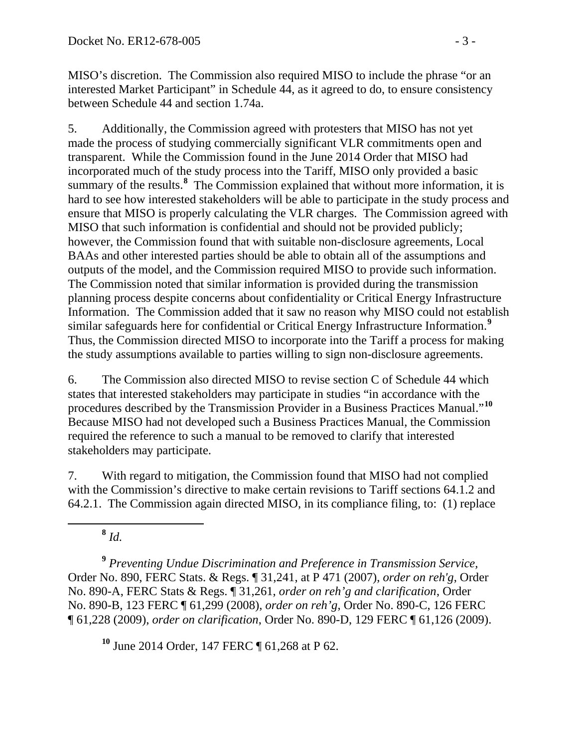MISO's discretion. The Commission also required MISO to include the phrase "or an interested Market Participant" in Schedule 44, as it agreed to do, to ensure consistency between Schedule 44 and section 1.74a.

5. Additionally, the Commission agreed with protesters that MISO has not yet made the process of studying commercially significant VLR commitments open and transparent. While the Commission found in the June 2014 Order that MISO had incorporated much of the study process into the Tariff, MISO only provided a basic summary of the results.[8] The Commission explained that without more information, it is hard to see how interested stakeholders will be able to participate in the study process and ensure that MISO is properly calculating the VLR charges. The Commission agreed with MISO that such information is confidential and should not be provided publicly; however, the Commission found that with suitable non-disclosure agreements, Local BAAs and other interested parties should be able to obtain all of the assumptions and outputs of the model, and the Commission required MISO to provide such information. The Commission noted that similar information is provided during the transmission planning process despite concerns about confidentiality or Critical Energy Infrastructure Information. The Commission added that it saw no reason why MISO could not establish similar safeguards here for confidential or Critical Energy Infrastructure Information.[9] Thus, the Commission directed MISO to incorporate into the Tariff a process for making the study assumptions available to parties willing to sign non-disclosure agreements.

6. The Commission also directed MISO to revise section C of Schedule 44 which states that interested stakeholders may participate in studies "in accordance with the procedures described by the Transmission Provider in a Business Practices Manual."[10] Because MISO had not developed such a Business Practices Manual, the Commission required the reference to such a manual to be removed to clarify that interested stakeholders may participate.

7. With regard to mitigation, the Commission found that MISO had not complied with the Commission's directive to make certain revisions to Tariff sections 64.1.2 and 64.2.1. The Commission again directed MISO, in its compliance filing, to: (1) replace

---

[8] *Id.*

[9] *Preventing Undue Discrimination and Preference in Transmission Service,* Order No. 890, FERC Stats. & Regs. ¶ 31,241, at P 471 (2007), *order on reh'g*, Order No. 890-A, FERC Stats & Regs. ¶ 31,261, *order on reh'g and clarification*, Order No. 890-B, 123 FERC ¶ 61,299 (2008), *order on reh'g*, Order No. 890-C, 126 FERC ¶ 61,228 (2009), *order on clarification*, Order No. 890-D, 129 FERC ¶ 61,126 (2009).

[10] June 2014 Order, 147 FERC ¶ 61,268 at P 62.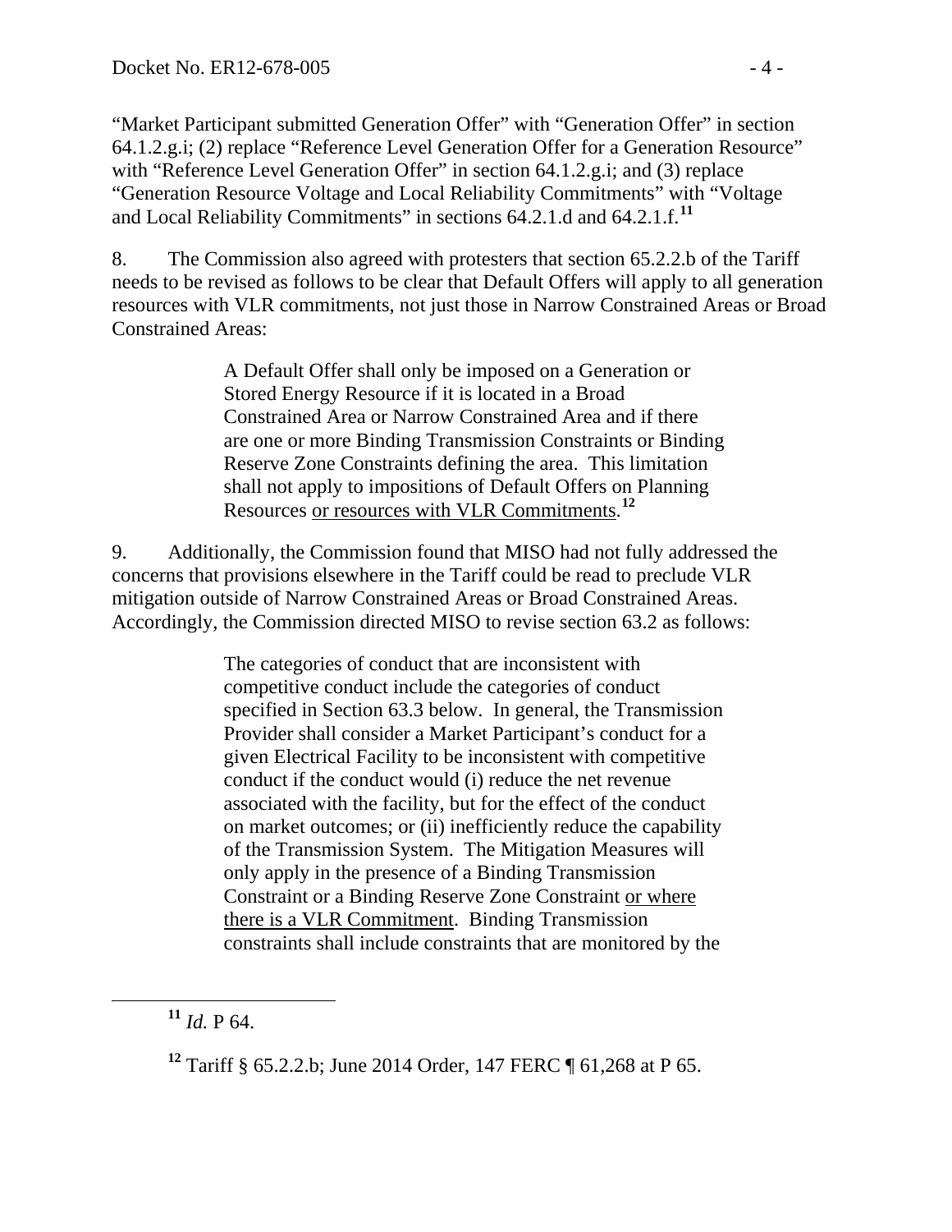"Market Participant submitted Generation Offer" with "Generation Offer" in section 64.1.2.g.i; (2) replace "Reference Level Generation Offer for a Generation Resource" with "Reference Level Generation Offer" in section 64.1.2.g.i; and (3) replace "Generation Resource Voltage and Local Reliability Commitments" with "Voltage and Local Reliability Commitments" in sections 64.2.1.d and 64.2.1.f.[11]

8. The Commission also agreed with protesters that section 65.2.2.b of the Tariff needs to be revised as follows to be clear that Default Offers will apply to all generation resources with VLR commitments, not just those in Narrow Constrained Areas or Broad Constrained Areas:

> A Default Offer shall only be imposed on a Generation or Stored Energy Resource if it is located in a Broad Constrained Area or Narrow Constrained Area and if there are one or more Binding Transmission Constraints or Binding Reserve Zone Constraints defining the area. This limitation shall not apply to impositions of Default Offers on Planning Resources <u>or resources with VLR Commitments</u>.[12]

9. Additionally, the Commission found that MISO had not fully addressed the concerns that provisions elsewhere in the Tariff could be read to preclude VLR mitigation outside of Narrow Constrained Areas or Broad Constrained Areas. Accordingly, the Commission directed MISO to revise section 63.2 as follows:

> The categories of conduct that are inconsistent with competitive conduct include the categories of conduct specified in Section 63.3 below. In general, the Transmission Provider shall consider a Market Participant's conduct for a given Electrical Facility to be inconsistent with competitive conduct if the conduct would (i) reduce the net revenue associated with the facility, but for the effect of the conduct on market outcomes; or (ii) inefficiently reduce the capability of the Transmission System. The Mitigation Measures will only apply in the presence of a Binding Transmission Constraint or a Binding Reserve Zone Constraint <u>or where there is a VLR Commitment</u>. Binding Transmission constraints shall include constraints that are monitored by the

[11] *Id.* P 64.

[12] Tariff § 65.2.2.b; June 2014 Order, 147 FERC ¶ 61,268 at P 65.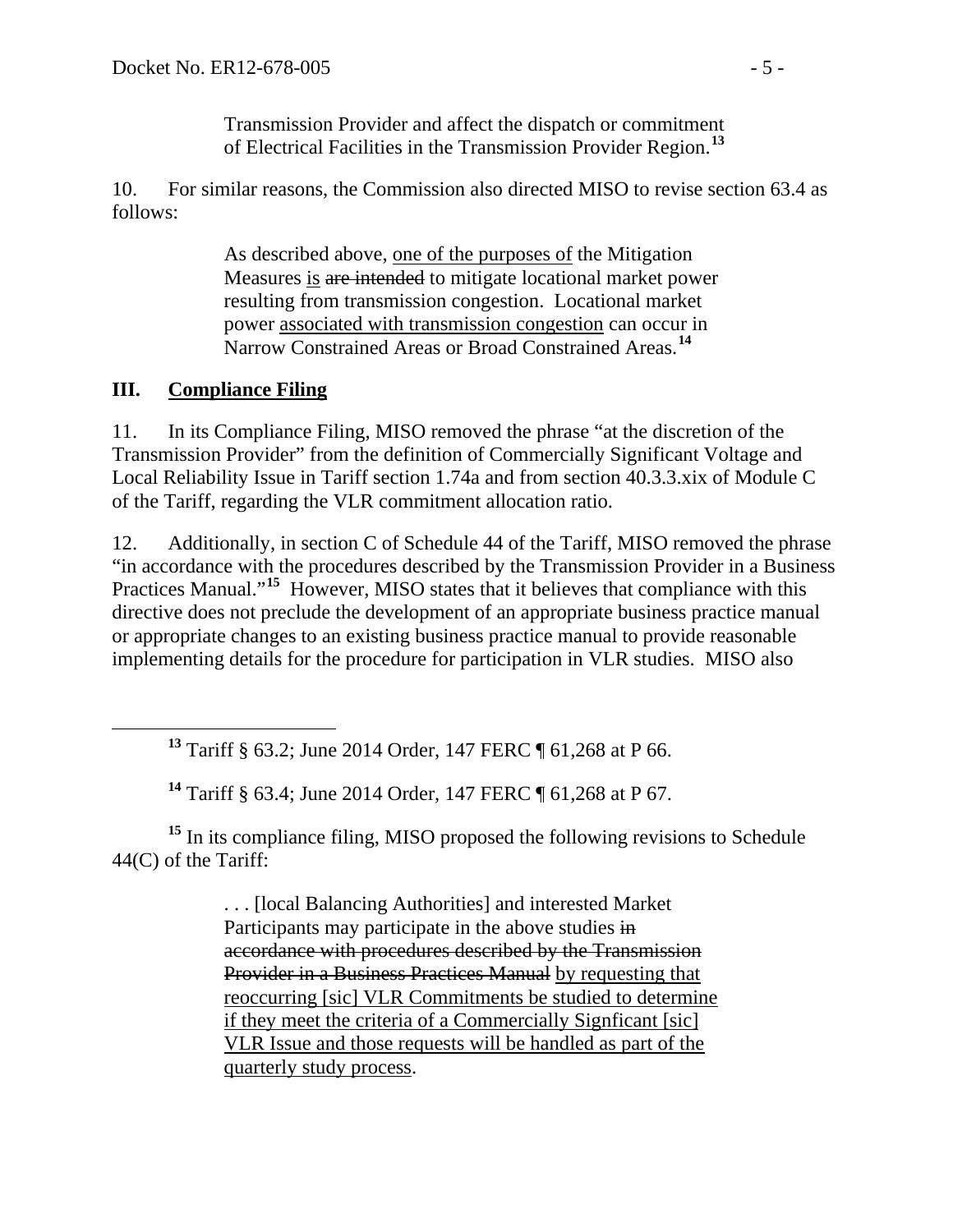Transmission Provider and affect the dispatch or commitment of Electrical Facilities in the Transmission Provider Region.[13]

10. For similar reasons, the Commission also directed MISO to revise section 63.4 as follows:

> As described above, <u>one of the purposes of</u> the Mitigation Measures <u>is</u> ~~are intended~~ to mitigate locational market power resulting from transmission congestion. Locational market power <u>associated with transmission congestion</u> can occur in Narrow Constrained Areas or Broad Constrained Areas.[14]

## III. Compliance Filing

11. In its Compliance Filing, MISO removed the phrase "at the discretion of the Transmission Provider" from the definition of Commercially Significant Voltage and Local Reliability Issue in Tariff section 1.74a and from section 40.3.3.xix of Module C of the Tariff, regarding the VLR commitment allocation ratio.

12. Additionally, in section C of Schedule 44 of the Tariff, MISO removed the phrase "in accordance with the procedures described by the Transmission Provider in a Business Practices Manual."[15] However, MISO states that it believes that compliance with this directive does not preclude the development of an appropriate business practice manual or appropriate changes to an existing business practice manual to provide reasonable implementing details for the procedure for participation in VLR studies. MISO also

---

[13] Tariff § 63.2; June 2014 Order, 147 FERC ¶ 61,268 at P 66.

[14] Tariff § 63.4; June 2014 Order, 147 FERC ¶ 61,268 at P 67.

[15] In its compliance filing, MISO proposed the following revisions to Schedule 44(C) of the Tariff:

> . . . [local Balancing Authorities] and interested Market Participants may participate in the above studies ~~in accordance with procedures described by the Transmission Provider in a Business Practices Manual~~ <u>by requesting that reoccurring [sic] VLR Commitments be studied to determine if they meet the criteria of a Commercially Signficant [sic] VLR Issue and those requests will be handled as part of the quarterly study process</u>.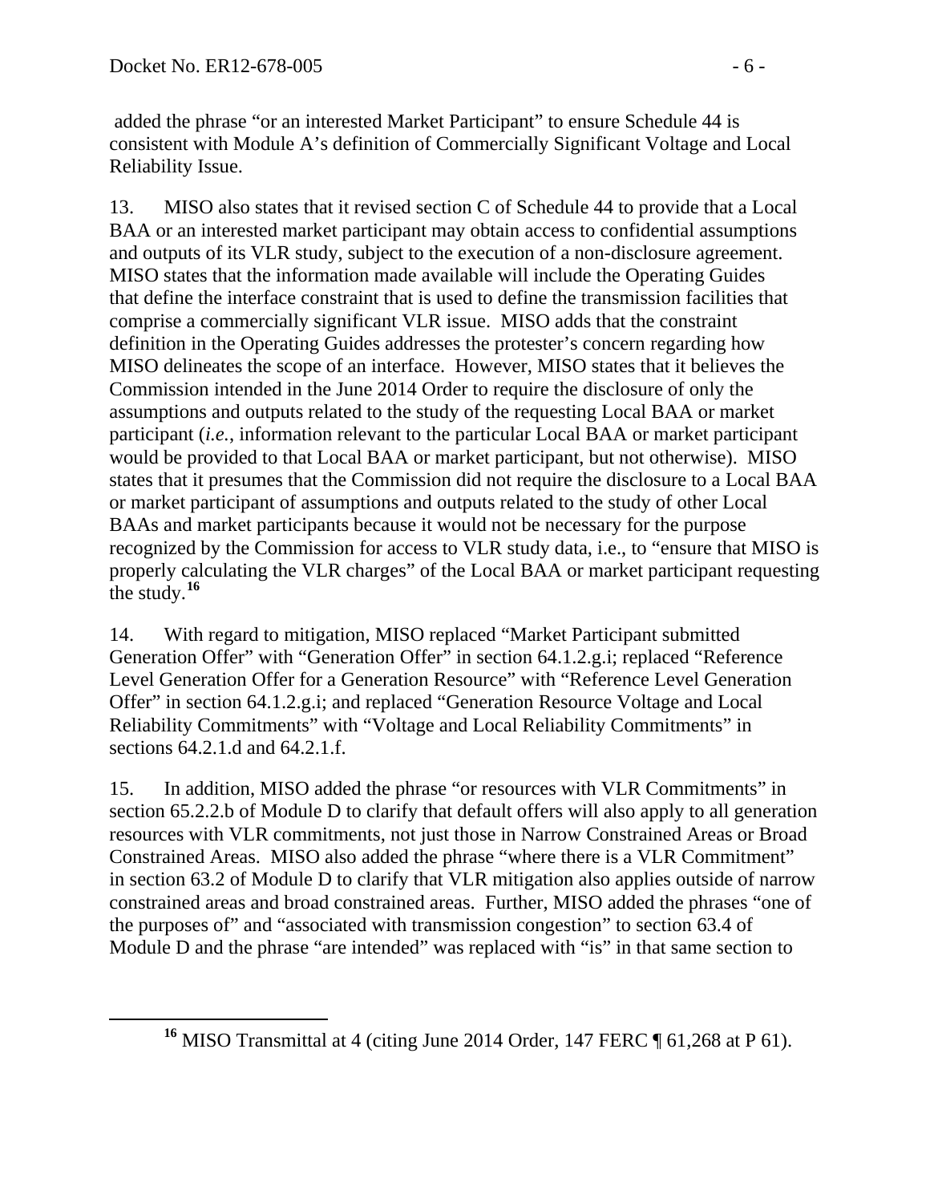added the phrase "or an interested Market Participant" to ensure Schedule 44 is consistent with Module A's definition of Commercially Significant Voltage and Local Reliability Issue.

13. MISO also states that it revised section C of Schedule 44 to provide that a Local BAA or an interested market participant may obtain access to confidential assumptions and outputs of its VLR study, subject to the execution of a non-disclosure agreement. MISO states that the information made available will include the Operating Guides that define the interface constraint that is used to define the transmission facilities that comprise a commercially significant VLR issue. MISO adds that the constraint definition in the Operating Guides addresses the protester's concern regarding how MISO delineates the scope of an interface. However, MISO states that it believes the Commission intended in the June 2014 Order to require the disclosure of only the assumptions and outputs related to the study of the requesting Local BAA or market participant (*i.e.*, information relevant to the particular Local BAA or market participant would be provided to that Local BAA or market participant, but not otherwise). MISO states that it presumes that the Commission did not require the disclosure to a Local BAA or market participant of assumptions and outputs related to the study of other Local BAAs and market participants because it would not be necessary for the purpose recognized by the Commission for access to VLR study data, i.e., to "ensure that MISO is properly calculating the VLR charges" of the Local BAA or market participant requesting the study.[16]

14. With regard to mitigation, MISO replaced "Market Participant submitted Generation Offer" with "Generation Offer" in section 64.1.2.g.i; replaced "Reference Level Generation Offer for a Generation Resource" with "Reference Level Generation Offer" in section 64.1.2.g.i; and replaced "Generation Resource Voltage and Local Reliability Commitments" with "Voltage and Local Reliability Commitments" in sections 64.2.1.d and 64.2.1.f.

15. In addition, MISO added the phrase "or resources with VLR Commitments" in section 65.2.2.b of Module D to clarify that default offers will also apply to all generation resources with VLR commitments, not just those in Narrow Constrained Areas or Broad Constrained Areas. MISO also added the phrase "where there is a VLR Commitment" in section 63.2 of Module D to clarify that VLR mitigation also applies outside of narrow constrained areas and broad constrained areas. Further, MISO added the phrases "one of the purposes of" and "associated with transmission congestion" to section 63.4 of Module D and the phrase "are intended" was replaced with "is" in that same section to

[16] MISO Transmittal at 4 (citing June 2014 Order, 147 FERC ¶ 61,268 at P 61).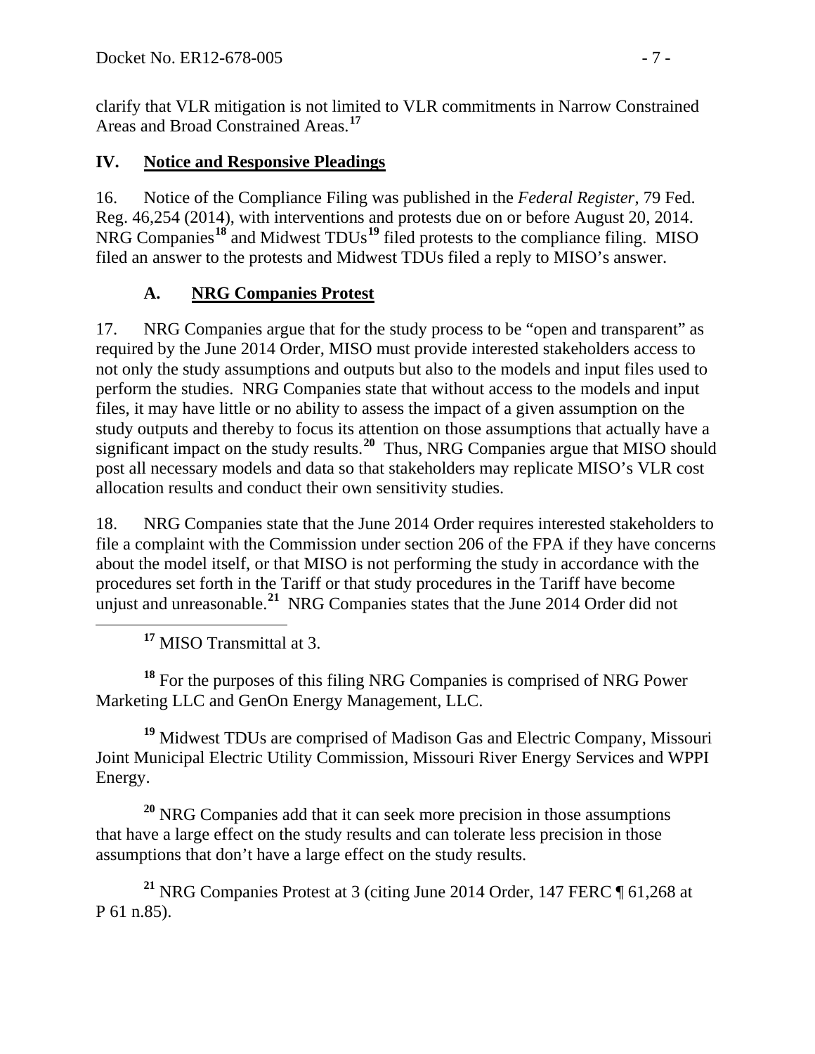clarify that VLR mitigation is not limited to VLR commitments in Narrow Constrained Areas and Broad Constrained Areas.[17]

## IV. Notice and Responsive Pleadings

16. Notice of the Compliance Filing was published in the *Federal Register*, 79 Fed. Reg. 46,254 (2014), with interventions and protests due on or before August 20, 2014. NRG Companies[18] and Midwest TDUs[19] filed protests to the compliance filing. MISO filed an answer to the protests and Midwest TDUs filed a reply to MISO's answer.

### A. NRG Companies Protest

17. NRG Companies argue that for the study process to be "open and transparent" as required by the June 2014 Order, MISO must provide interested stakeholders access to not only the study assumptions and outputs but also to the models and input files used to perform the studies. NRG Companies state that without access to the models and input files, it may have little or no ability to assess the impact of a given assumption on the study outputs and thereby to focus its attention on those assumptions that actually have a significant impact on the study results.[20] Thus, NRG Companies argue that MISO should post all necessary models and data so that stakeholders may replicate MISO's VLR cost allocation results and conduct their own sensitivity studies.

18. NRG Companies state that the June 2014 Order requires interested stakeholders to file a complaint with the Commission under section 206 of the FPA if they have concerns about the model itself, or that MISO is not performing the study in accordance with the procedures set forth in the Tariff or that study procedures in the Tariff have become unjust and unreasonable.[21] NRG Companies states that the June 2014 Order did not

---

[17] MISO Transmittal at 3.

[18] For the purposes of this filing NRG Companies is comprised of NRG Power Marketing LLC and GenOn Energy Management, LLC.

[19] Midwest TDUs are comprised of Madison Gas and Electric Company, Missouri Joint Municipal Electric Utility Commission, Missouri River Energy Services and WPPI Energy.

[20] NRG Companies add that it can seek more precision in those assumptions that have a large effect on the study results and can tolerate less precision in those assumptions that don't have a large effect on the study results.

[21] NRG Companies Protest at 3 (citing June 2014 Order, 147 FERC ¶ 61,268 at P 61 n.85).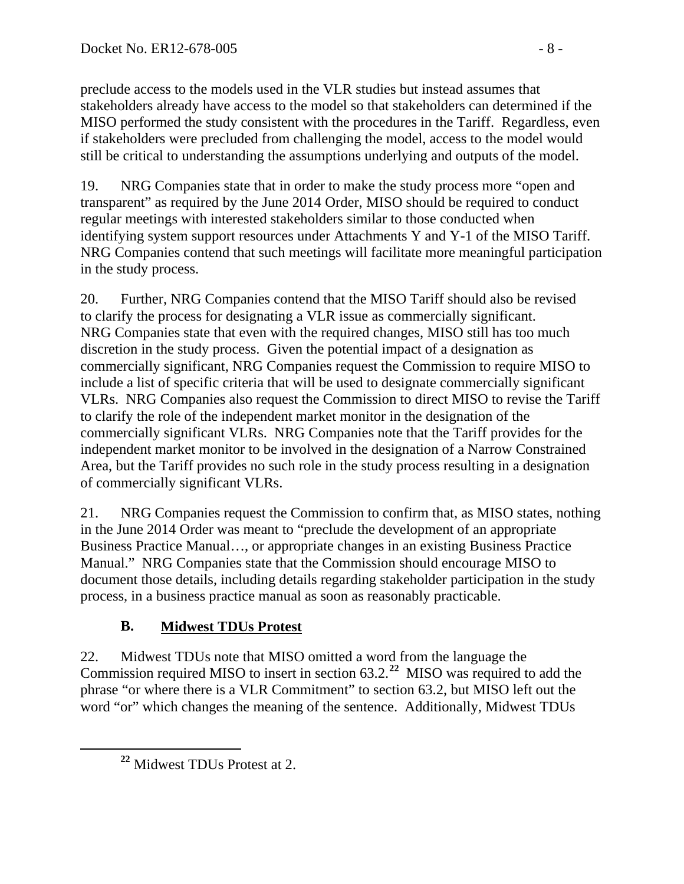preclude access to the models used in the VLR studies but instead assumes that stakeholders already have access to the model so that stakeholders can determined if the MISO performed the study consistent with the procedures in the Tariff. Regardless, even if stakeholders were precluded from challenging the model, access to the model would still be critical to understanding the assumptions underlying and outputs of the model.

19. NRG Companies state that in order to make the study process more "open and transparent" as required by the June 2014 Order, MISO should be required to conduct regular meetings with interested stakeholders similar to those conducted when identifying system support resources under Attachments Y and Y-1 of the MISO Tariff. NRG Companies contend that such meetings will facilitate more meaningful participation in the study process.

20. Further, NRG Companies contend that the MISO Tariff should also be revised to clarify the process for designating a VLR issue as commercially significant. NRG Companies state that even with the required changes, MISO still has too much discretion in the study process. Given the potential impact of a designation as commercially significant, NRG Companies request the Commission to require MISO to include a list of specific criteria that will be used to designate commercially significant VLRs. NRG Companies also request the Commission to direct MISO to revise the Tariff to clarify the role of the independent market monitor in the designation of the commercially significant VLRs. NRG Companies note that the Tariff provides for the independent market monitor to be involved in the designation of a Narrow Constrained Area, but the Tariff provides no such role in the study process resulting in a designation of commercially significant VLRs.

21. NRG Companies request the Commission to confirm that, as MISO states, nothing in the June 2014 Order was meant to "preclude the development of an appropriate Business Practice Manual…, or appropriate changes in an existing Business Practice Manual." NRG Companies state that the Commission should encourage MISO to document those details, including details regarding stakeholder participation in the study process, in a business practice manual as soon as reasonably practicable.

### B. Midwest TDUs Protest

22. Midwest TDUs note that MISO omitted a word from the language the Commission required MISO to insert in section 63.2.[22] MISO was required to add the phrase "or where there is a VLR Commitment" to section 63.2, but MISO left out the word "or" which changes the meaning of the sentence. Additionally, Midwest TDUs

[22] Midwest TDUs Protest at 2.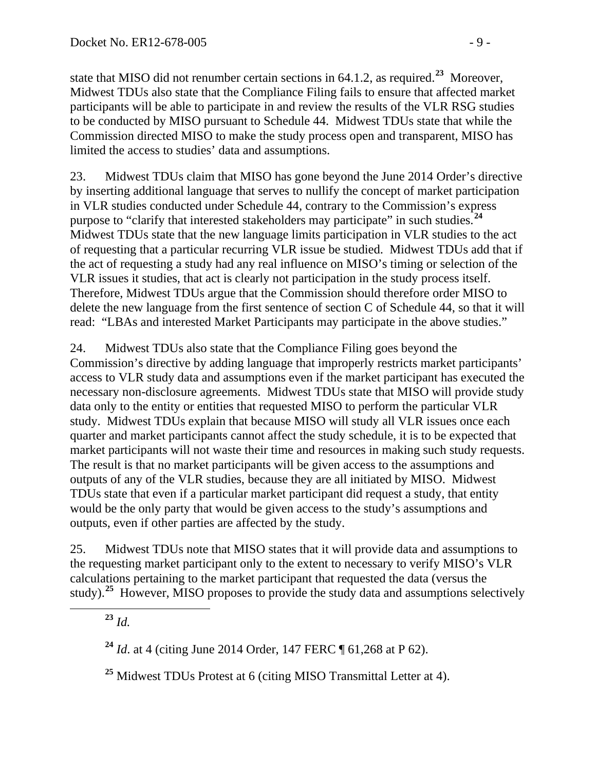state that MISO did not renumber certain sections in 64.1.2, as required.[23] Moreover, Midwest TDUs also state that the Compliance Filing fails to ensure that affected market participants will be able to participate in and review the results of the VLR RSG studies to be conducted by MISO pursuant to Schedule 44. Midwest TDUs state that while the Commission directed MISO to make the study process open and transparent, MISO has limited the access to studies' data and assumptions.

23. Midwest TDUs claim that MISO has gone beyond the June 2014 Order's directive by inserting additional language that serves to nullify the concept of market participation in VLR studies conducted under Schedule 44, contrary to the Commission's express purpose to "clarify that interested stakeholders may participate" in such studies.[24] Midwest TDUs state that the new language limits participation in VLR studies to the act of requesting that a particular recurring VLR issue be studied. Midwest TDUs add that if the act of requesting a study had any real influence on MISO's timing or selection of the VLR issues it studies, that act is clearly not participation in the study process itself. Therefore, Midwest TDUs argue that the Commission should therefore order MISO to delete the new language from the first sentence of section C of Schedule 44, so that it will read: "LBAs and interested Market Participants may participate in the above studies."

24. Midwest TDUs also state that the Compliance Filing goes beyond the Commission's directive by adding language that improperly restricts market participants' access to VLR study data and assumptions even if the market participant has executed the necessary non-disclosure agreements. Midwest TDUs state that MISO will provide study data only to the entity or entities that requested MISO to perform the particular VLR study. Midwest TDUs explain that because MISO will study all VLR issues once each quarter and market participants cannot affect the study schedule, it is to be expected that market participants will not waste their time and resources in making such study requests. The result is that no market participants will be given access to the assumptions and outputs of any of the VLR studies, because they are all initiated by MISO. Midwest TDUs state that even if a particular market participant did request a study, that entity would be the only party that would be given access to the study's assumptions and outputs, even if other parties are affected by the study.

25. Midwest TDUs note that MISO states that it will provide data and assumptions to the requesting market participant only to the extent to necessary to verify MISO's VLR calculations pertaining to the market participant that requested the data (versus the study).[25] However, MISO proposes to provide the study data and assumptions selectively

---

[23] *Id.*

[24] *Id*. at 4 (citing June 2014 Order, 147 FERC ¶ 61,268 at P 62).

[25] Midwest TDUs Protest at 6 (citing MISO Transmittal Letter at 4).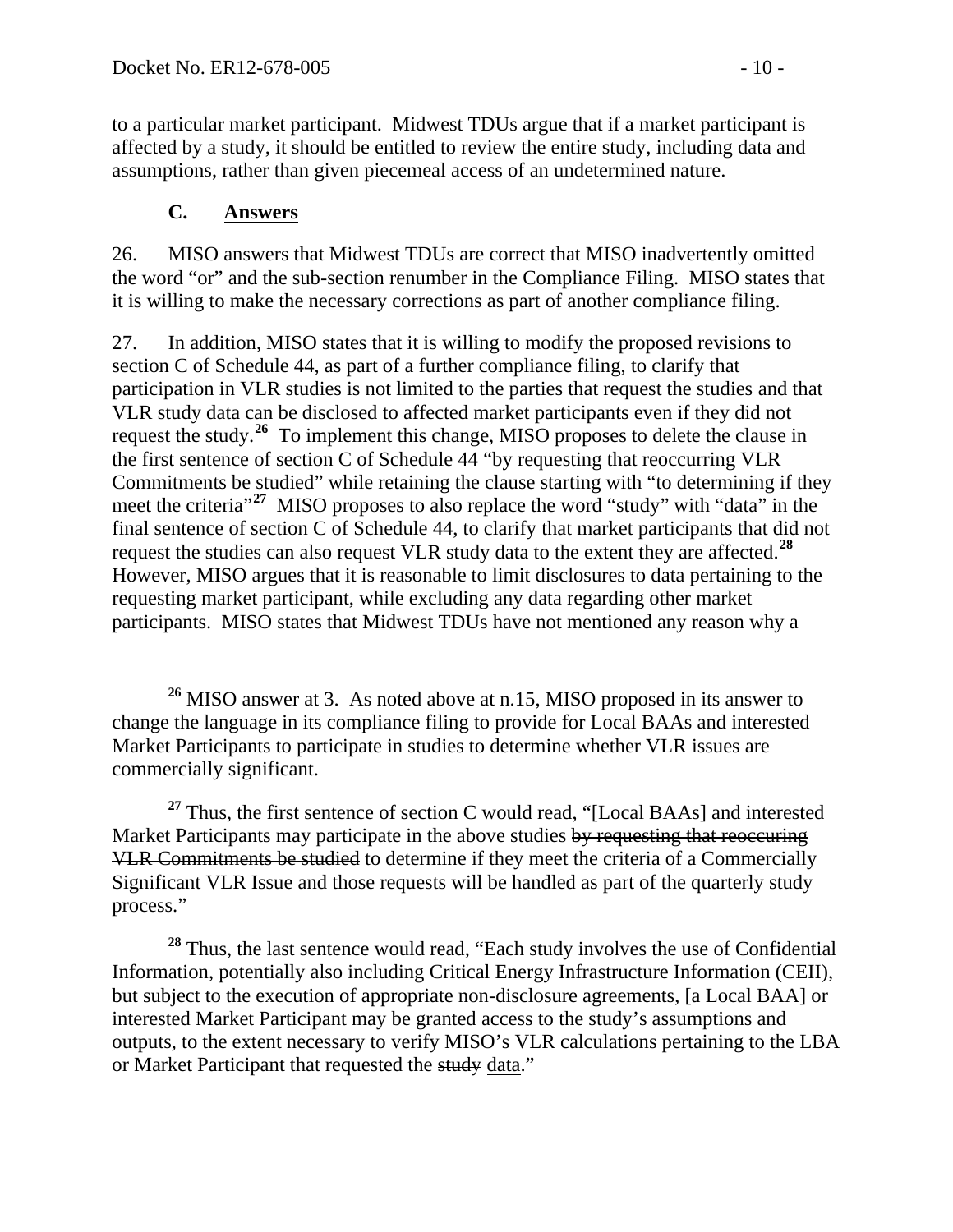to a particular market participant. Midwest TDUs argue that if a market participant is affected by a study, it should be entitled to review the entire study, including data and assumptions, rather than given piecemeal access of an undetermined nature.

### C. Answers

26. MISO answers that Midwest TDUs are correct that MISO inadvertently omitted the word "or" and the sub-section renumber in the Compliance Filing. MISO states that it is willing to make the necessary corrections as part of another compliance filing.

27. In addition, MISO states that it is willing to modify the proposed revisions to section C of Schedule 44, as part of a further compliance filing, to clarify that participation in VLR studies is not limited to the parties that request the studies and that VLR study data can be disclosed to affected market participants even if they did not request the study.[26] To implement this change, MISO proposes to delete the clause in the first sentence of section C of Schedule 44 "by requesting that reoccurring VLR Commitments be studied" while retaining the clause starting with "to determining if they meet the criteria"[27] MISO proposes to also replace the word "study" with "data" in the final sentence of section C of Schedule 44, to clarify that market participants that did not request the studies can also request VLR study data to the extent they are affected.[28] However, MISO argues that it is reasonable to limit disclosures to data pertaining to the requesting market participant, while excluding any data regarding other market participants. MISO states that Midwest TDUs have not mentioned any reason why a

---

[26] MISO answer at 3. As noted above at n.15, MISO proposed in its answer to change the language in its compliance filing to provide for Local BAAs and interested Market Participants to participate in studies to determine whether VLR issues are commercially significant.

[27] Thus, the first sentence of section C would read, "[Local BAAs] and interested Market Participants may participate in the above studies ~~by requesting that reoccuring VLR Commitments be studied~~ to determine if they meet the criteria of a Commercially Significant VLR Issue and those requests will be handled as part of the quarterly study process."

[28] Thus, the last sentence would read, "Each study involves the use of Confidential Information, potentially also including Critical Energy Infrastructure Information (CEII), but subject to the execution of appropriate non-disclosure agreements, [a Local BAA] or interested Market Participant may be granted access to the study's assumptions and outputs, to the extent necessary to verify MISO's VLR calculations pertaining to the LBA or Market Participant that requested the ~~study~~ data."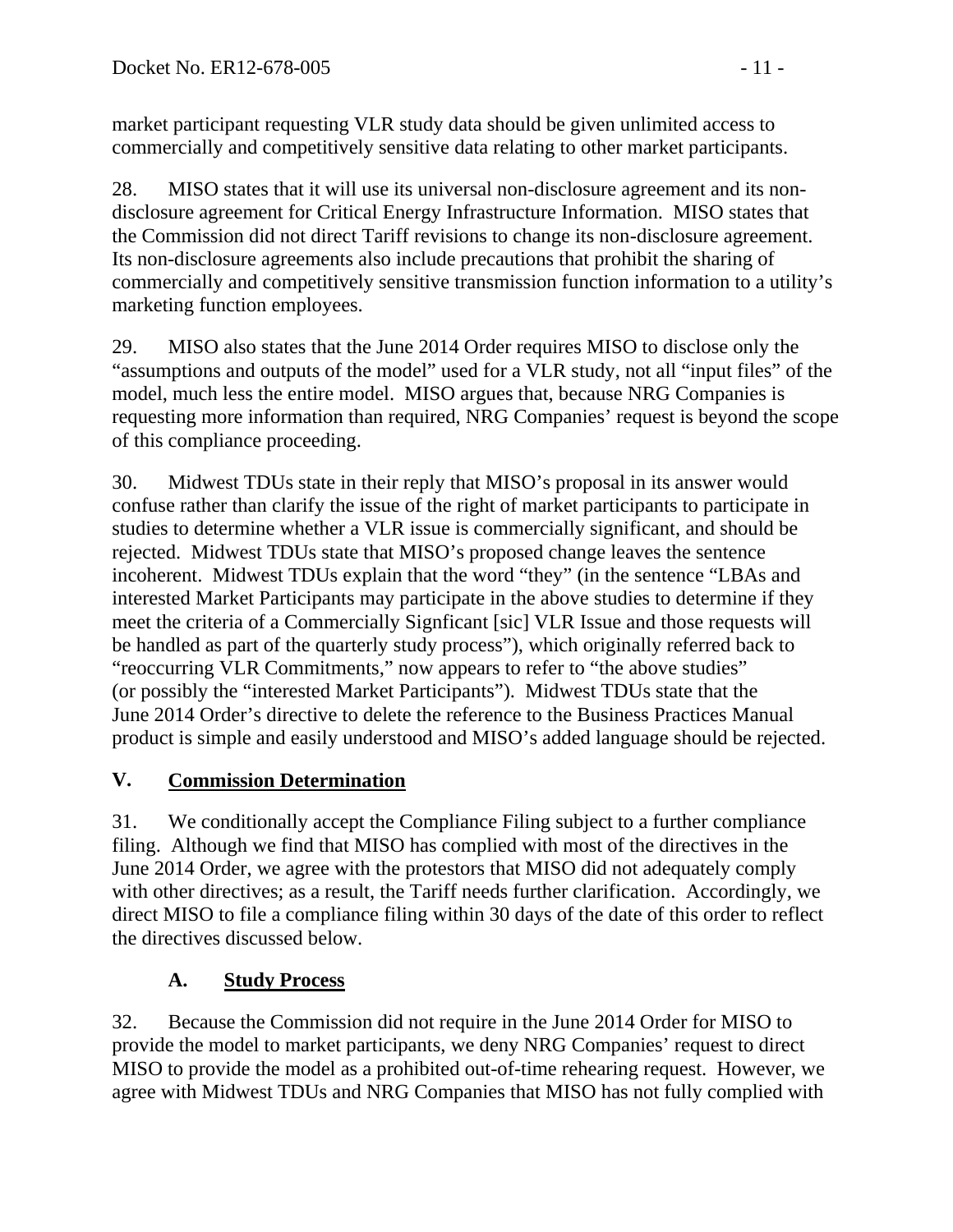market participant requesting VLR study data should be given unlimited access to commercially and competitively sensitive data relating to other market participants.

28. MISO states that it will use its universal non-disclosure agreement and its non-disclosure agreement for Critical Energy Infrastructure Information. MISO states that the Commission did not direct Tariff revisions to change its non-disclosure agreement. Its non-disclosure agreements also include precautions that prohibit the sharing of commercially and competitively sensitive transmission function information to a utility's marketing function employees.

29. MISO also states that the June 2014 Order requires MISO to disclose only the "assumptions and outputs of the model" used for a VLR study, not all "input files" of the model, much less the entire model. MISO argues that, because NRG Companies is requesting more information than required, NRG Companies' request is beyond the scope of this compliance proceeding.

30. Midwest TDUs state in their reply that MISO's proposal in its answer would confuse rather than clarify the issue of the right of market participants to participate in studies to determine whether a VLR issue is commercially significant, and should be rejected. Midwest TDUs state that MISO's proposed change leaves the sentence incoherent. Midwest TDUs explain that the word "they" (in the sentence "LBAs and interested Market Participants may participate in the above studies to determine if they meet the criteria of a Commercially Signficant [sic] VLR Issue and those requests will be handled as part of the quarterly study process"), which originally referred back to "reoccurring VLR Commitments," now appears to refer to "the above studies" (or possibly the "interested Market Participants"). Midwest TDUs state that the June 2014 Order's directive to delete the reference to the Business Practices Manual product is simple and easily understood and MISO's added language should be rejected.

## V. Commission Determination

31. We conditionally accept the Compliance Filing subject to a further compliance filing. Although we find that MISO has complied with most of the directives in the June 2014 Order, we agree with the protestors that MISO did not adequately comply with other directives; as a result, the Tariff needs further clarification. Accordingly, we direct MISO to file a compliance filing within 30 days of the date of this order to reflect the directives discussed below.

### A. Study Process

32. Because the Commission did not require in the June 2014 Order for MISO to provide the model to market participants, we deny NRG Companies' request to direct MISO to provide the model as a prohibited out-of-time rehearing request. However, we agree with Midwest TDUs and NRG Companies that MISO has not fully complied with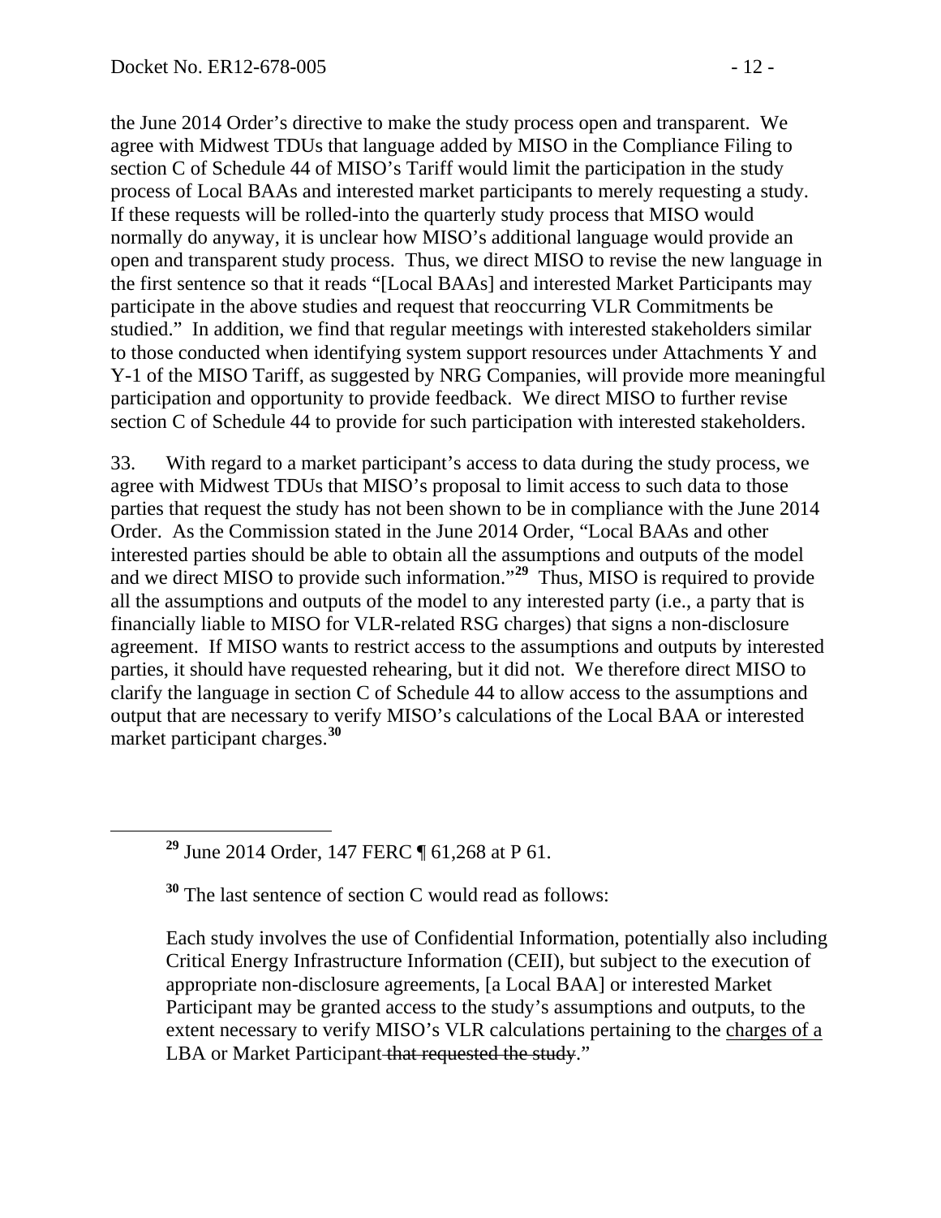the June 2014 Order's directive to make the study process open and transparent. We agree with Midwest TDUs that language added by MISO in the Compliance Filing to section C of Schedule 44 of MISO's Tariff would limit the participation in the study process of Local BAAs and interested market participants to merely requesting a study. If these requests will be rolled-into the quarterly study process that MISO would normally do anyway, it is unclear how MISO's additional language would provide an open and transparent study process. Thus, we direct MISO to revise the new language in the first sentence so that it reads "[Local BAAs] and interested Market Participants may participate in the above studies and request that reoccurring VLR Commitments be studied." In addition, we find that regular meetings with interested stakeholders similar to those conducted when identifying system support resources under Attachments Y and Y-1 of the MISO Tariff, as suggested by NRG Companies, will provide more meaningful participation and opportunity to provide feedback. We direct MISO to further revise section C of Schedule 44 to provide for such participation with interested stakeholders.

33. With regard to a market participant's access to data during the study process, we agree with Midwest TDUs that MISO's proposal to limit access to such data to those parties that request the study has not been shown to be in compliance with the June 2014 Order. As the Commission stated in the June 2014 Order, "Local BAAs and other interested parties should be able to obtain all the assumptions and outputs of the model and we direct MISO to provide such information."[29] Thus, MISO is required to provide all the assumptions and outputs of the model to any interested party (i.e., a party that is financially liable to MISO for VLR-related RSG charges) that signs a non-disclosure agreement. If MISO wants to restrict access to the assumptions and outputs by interested parties, it should have requested rehearing, but it did not. We therefore direct MISO to clarify the language in section C of Schedule 44 to allow access to the assumptions and output that are necessary to verify MISO's calculations of the Local BAA or interested market participant charges.[30]

[29] June 2014 Order, 147 FERC ¶ 61,268 at P 61.

[30] The last sentence of section C would read as follows:

> Each study involves the use of Confidential Information, potentially also including Critical Energy Infrastructure Information (CEII), but subject to the execution of appropriate non-disclosure agreements, [a Local BAA] or interested Market Participant may be granted access to the study's assumptions and outputs, to the extent necessary to verify MISO's VLR calculations pertaining to the <u>charges of a</u> LBA or Market Participant ~~that requested the study~~."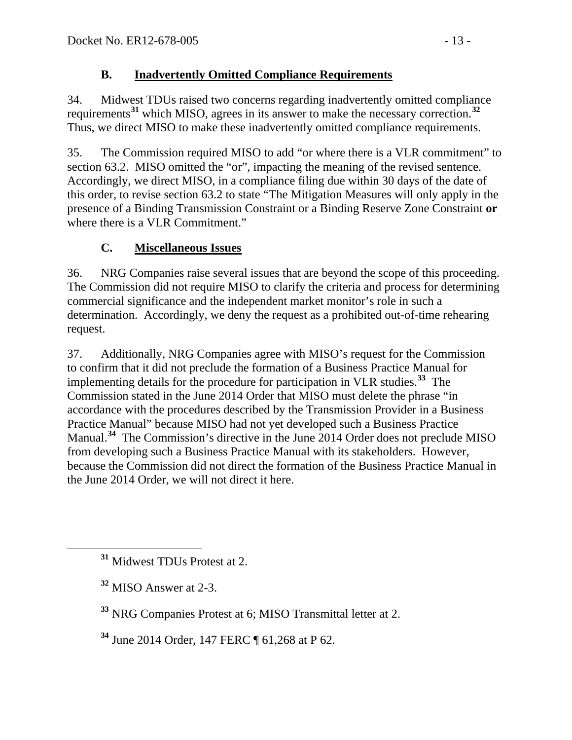## B. Inadvertently Omitted Compliance Requirements

34. Midwest TDUs raised two concerns regarding inadvertently omitted compliance requirements[31] which MISO, agrees in its answer to make the necessary correction.[32] Thus, we direct MISO to make these inadvertently omitted compliance requirements.

35. The Commission required MISO to add "or where there is a VLR commitment" to section 63.2. MISO omitted the "or", impacting the meaning of the revised sentence. Accordingly, we direct MISO, in a compliance filing due within 30 days of the date of this order, to revise section 63.2 to state "The Mitigation Measures will only apply in the presence of a Binding Transmission Constraint or a Binding Reserve Zone Constraint **or** where there is a VLR Commitment."

## C. Miscellaneous Issues

36. NRG Companies raise several issues that are beyond the scope of this proceeding. The Commission did not require MISO to clarify the criteria and process for determining commercial significance and the independent market monitor's role in such a determination. Accordingly, we deny the request as a prohibited out-of-time rehearing request.

37. Additionally, NRG Companies agree with MISO's request for the Commission to confirm that it did not preclude the formation of a Business Practice Manual for implementing details for the procedure for participation in VLR studies.[33] The Commission stated in the June 2014 Order that MISO must delete the phrase "in accordance with the procedures described by the Transmission Provider in a Business Practice Manual" because MISO had not yet developed such a Business Practice Manual.[34] The Commission's directive in the June 2014 Order does not preclude MISO from developing such a Business Practice Manual with its stakeholders. However, because the Commission did not direct the formation of the Business Practice Manual in the June 2014 Order, we will not direct it here.

---

[31] Midwest TDUs Protest at 2.

[32] MISO Answer at 2-3.

[33] NRG Companies Protest at 6; MISO Transmittal letter at 2.

[34] June 2014 Order, 147 FERC ¶ 61,268 at P 62.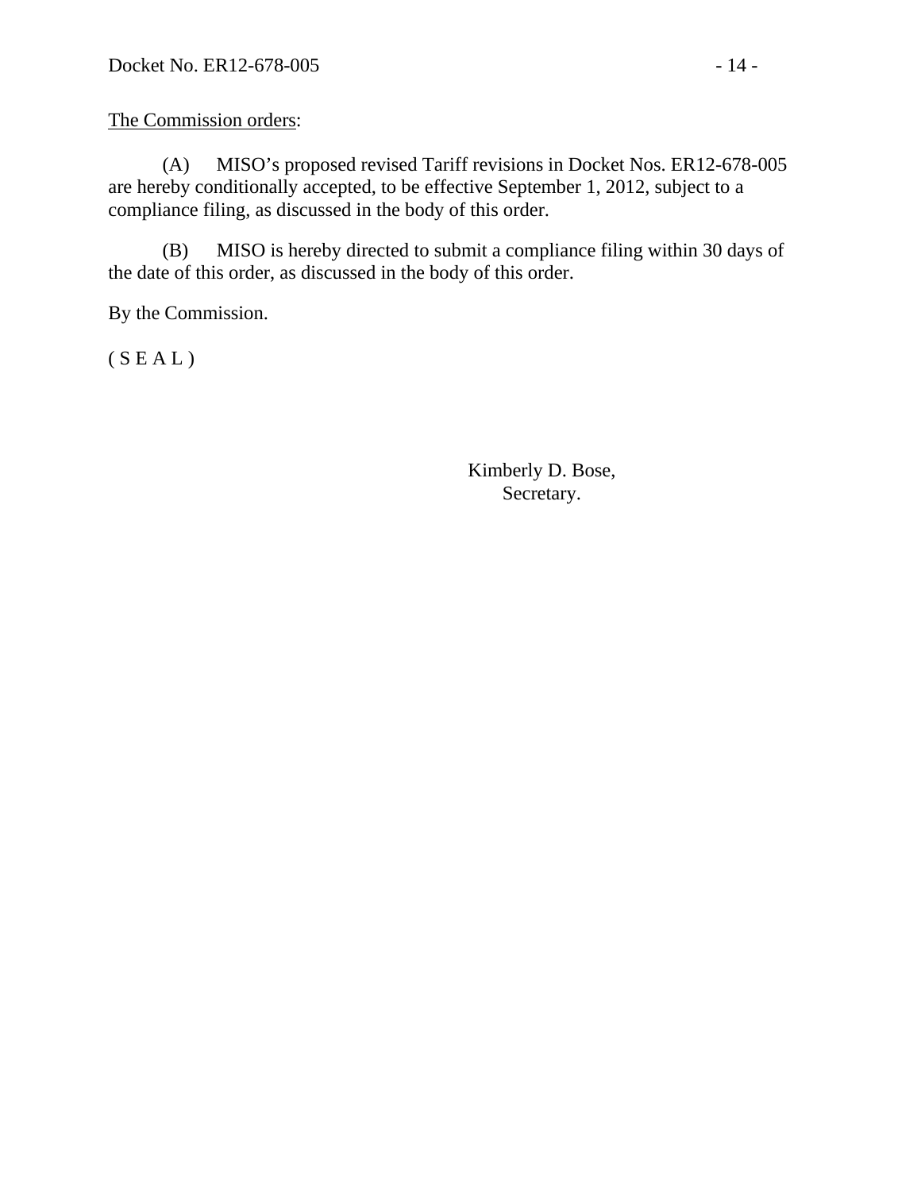<u>The Commission orders</u>:

(A) MISO's proposed revised Tariff revisions in Docket Nos. ER12-678-005 are hereby conditionally accepted, to be effective September 1, 2012, subject to a compliance filing, as discussed in the body of this order.

(B) MISO is hereby directed to submit a compliance filing within 30 days of the date of this order, as discussed in the body of this order.

By the Commission.

( S E A L )

Kimberly D. Bose,
Secretary.